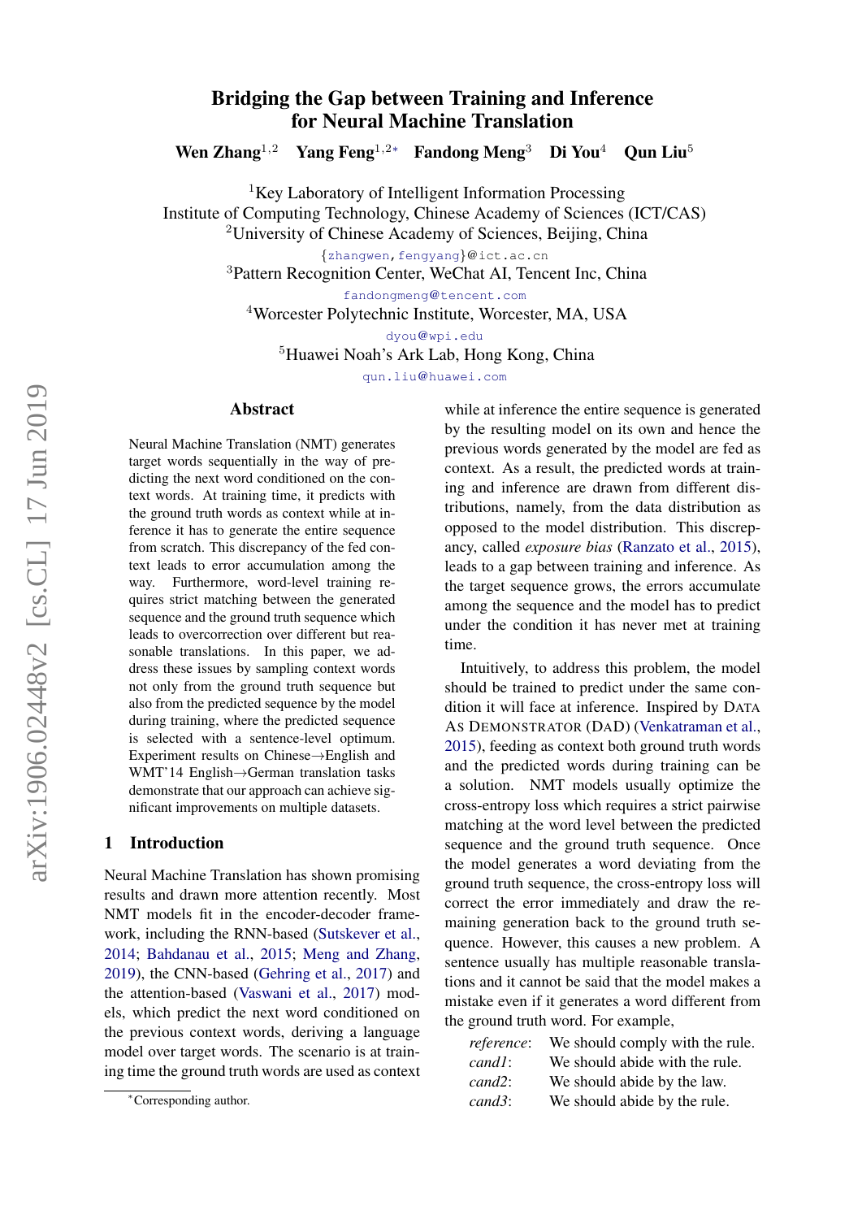# Bridging the Gap between Training and Inference for Neural Machine Translation

**Wen Zhang**[1,2] **Yang Feng**[1,2*] **Fandong Meng**[3] **Di You**[4] **Qun Liu**[5]

[1]Key Laboratory of Intelligent Information Processing
Institute of Computing Technology, Chinese Academy of Sciences (ICT/CAS)
[2]University of Chinese Academy of Sciences, Beijing, China
{zhangwen,fengyang}@ict.ac.cn
[3]Pattern Recognition Center, WeChat AI, Tencent Inc, China
fandongmeng@tencent.com
[4]Worcester Polytechnic Institute, Worcester, MA, USA
dyou@wpi.edu
[5]Huawei Noah's Ark Lab, Hong Kong, China
qun.liu@huawei.com

## Abstract

Neural Machine Translation (NMT) generates target words sequentially in the way of predicting the next word conditioned on the context words. At training time, it predicts with the ground truth words as context while at inference it has to generate the entire sequence from scratch. This discrepancy of the fed context leads to error accumulation among the way. Furthermore, word-level training requires strict matching between the generated sequence and the ground truth sequence which leads to overcorrection over different but reasonable translations. In this paper, we address these issues by sampling context words not only from the ground truth sequence but also from the predicted sequence by the model during training, where the predicted sequence is selected with a sentence-level optimum. Experiment results on Chinese→English and WMT'14 English→German translation tasks demonstrate that our approach can achieve significant improvements on multiple datasets.

## 1 Introduction

Neural Machine Translation has shown promising results and drawn more attention recently. Most NMT models fit in the encoder-decoder framework, including the RNN-based (Sutskever et al., 2014; Bahdanau et al., 2015; Meng and Zhang, 2019), the CNN-based (Gehring et al., 2017) and the attention-based (Vaswani et al., 2017) models, which predict the next word conditioned on the previous context words, deriving a language model over target words. The scenario is at training time the ground truth words are used as context while at inference the entire sequence is generated by the resulting model on its own and hence the previous words generated by the model are fed as context. As a result, the predicted words at training and inference are drawn from different distributions, namely, from the data distribution as opposed to the model distribution. This discrepancy, called *exposure bias* (Ranzato et al., 2015), leads to a gap between training and inference. As the target sequence grows, the errors accumulate among the sequence and the model has to predict under the condition it has never met at training time.

Intuitively, to address this problem, the model should be trained to predict under the same condition it will face at inference. Inspired by DATA AS DEMONSTRATOR (DAD) (Venkatraman et al., 2015), feeding as context both ground truth words and the predicted words during training can be a solution. NMT models usually optimize the cross-entropy loss which requires a strict pairwise matching at the word level between the predicted sequence and the ground truth sequence. Once the model generates a word deviating from the ground truth sequence, the cross-entropy loss will correct the error immediately and draw the remaining generation back to the ground truth sequence. However, this causes a new problem. A sentence usually has multiple reasonable translations and it cannot be said that the model makes a mistake even if it generates a word different from the ground truth word. For example,

| | |
|---|---|
| *reference*: | We should comply with the rule. |
| *cand1*: | We should abide with the rule. |
| *cand2*: | We should abide by the law. |
| *cand3*: | We should abide by the rule. |

[*]Corresponding author.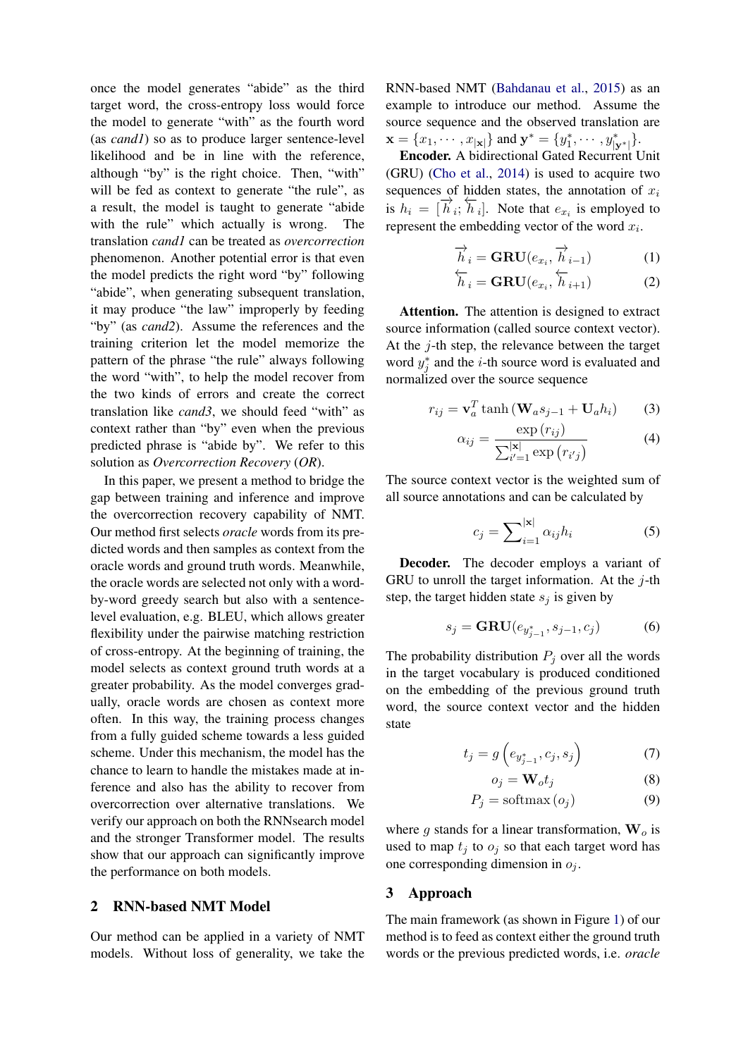once the model generates "abide" as the third target word, the cross-entropy loss would force the model to generate "with" as the fourth word (as *cand1*) so as to produce larger sentence-level likelihood and be in line with the reference, although "by" is the right choice. Then, "with" will be fed as context to generate "the rule", as a result, the model is taught to generate "abide with the rule" which actually is wrong. The translation *cand1* can be treated as *overcorrection* phenomenon. Another potential error is that even the model predicts the right word "by" following "abide", when generating subsequent translation, it may produce "the law" improperly by feeding "by" (as *cand2*). Assume the references and the training criterion let the model memorize the pattern of the phrase "the rule" always following the word "with", to help the model recover from the two kinds of errors and create the correct translation like *cand3*, we should feed "with" as context rather than "by" even when the previous predicted phrase is "abide by". We refer to this solution as *Overcorrection Recovery* (*OR*).

In this paper, we present a method to bridge the gap between training and inference and improve the overcorrection recovery capability of NMT. Our method first selects *oracle* words from its predicted words and then samples as context from the oracle words and ground truth words. Meanwhile, the oracle words are selected not only with a word-by-word greedy search but also with a sentence-level evaluation, e.g. BLEU, which allows greater flexibility under the pairwise matching restriction of cross-entropy. At the beginning of training, the model selects as context ground truth words at a greater probability. As the model converges gradually, oracle words are chosen as context more often. In this way, the training process changes from a fully guided scheme towards a less guided scheme. Under this mechanism, the model has the chance to learn to handle the mistakes made at inference and also has the ability to recover from overcorrection over alternative translations. We verify our approach on both the RNNsearch model and the stronger Transformer model. The results show that our approach can significantly improve the performance on both models.

## 2 RNN-based NMT Model

Our method can be applied in a variety of NMT models. Without loss of generality, we take the RNN-based NMT (Bahdanau et al., 2015) as an example to introduce our method. Assume the source sequence and the observed translation are $\mathbf{x} = \{x_1, \cdots, x_{|\mathbf{x}|}\}$ and $\mathbf{y}^* = \{y^*_1, \cdots, y^*_{|\mathbf{y}^*|}\}$.

**Encoder.** A bidirectional Gated Recurrent Unit (GRU) (Cho et al., 2014) is used to acquire two sequences of hidden states, the annotation of $x_i$ is $h_i = [\overrightarrow{h}_i; \overleftarrow{h}_i]$. Note that $e_{x_i}$ is employed to represent the embedding vector of the word $x_i$.

$$\overrightarrow{h}_i = \mathbf{GRU}(e_{x_i}, \overrightarrow{h}_{i-1}) \tag{1}$$

$$\overleftarrow{h}_i = \mathbf{GRU}(e_{x_i}, \overleftarrow{h}_{i+1}) \tag{2}$$

**Attention.** The attention is designed to extract source information (called source context vector). At the $j$-th step, the relevance between the target word $y^*_j$ and the $i$-th source word is evaluated and normalized over the source sequence

$$r_{ij} = \mathbf{v}_a^T \tanh\left(\mathbf{W}_a s_{j-1} + \mathbf{U}_a h_i\right) \tag{3}$$

$$\alpha_{ij} = \frac{\exp\left(r_{ij}\right)}{\sum_{i'=1}^{|\mathbf{x}|} \exp\left(r_{i'j}\right)} \tag{4}$$

The source context vector is the weighted sum of all source annotations and can be calculated by

$$c_j = \sum_{i=1}^{|\mathbf{x}|} \alpha_{ij} h_i \tag{5}$$

**Decoder.** The decoder employs a variant of GRU to unroll the target information. At the $j$-th step, the target hidden state $s_j$ is given by

$$s_j = \mathbf{GRU}(e_{y^*_{j-1}}, s_{j-1}, c_j) \tag{6}$$

The probability distribution $P_j$ over all the words in the target vocabulary is produced conditioned on the embedding of the previous ground truth word, the source context vector and the hidden state

$$t_j = g\left(e_{y^*_{j-1}}, c_j, s_j\right) \tag{7}$$

$$o_j = \mathbf{W}_o t_j \tag{8}$$

$$P_j = \mathrm{softmax}\left(o_j\right) \tag{9}$$

where $g$ stands for a linear transformation, $\mathbf{W}_o$ is used to map $t_j$ to $o_j$ so that each target word has one corresponding dimension in $o_j$.

## 3 Approach

The main framework (as shown in Figure 1) of our method is to feed as context either the ground truth words or the previous predicted words, i.e. *oracle*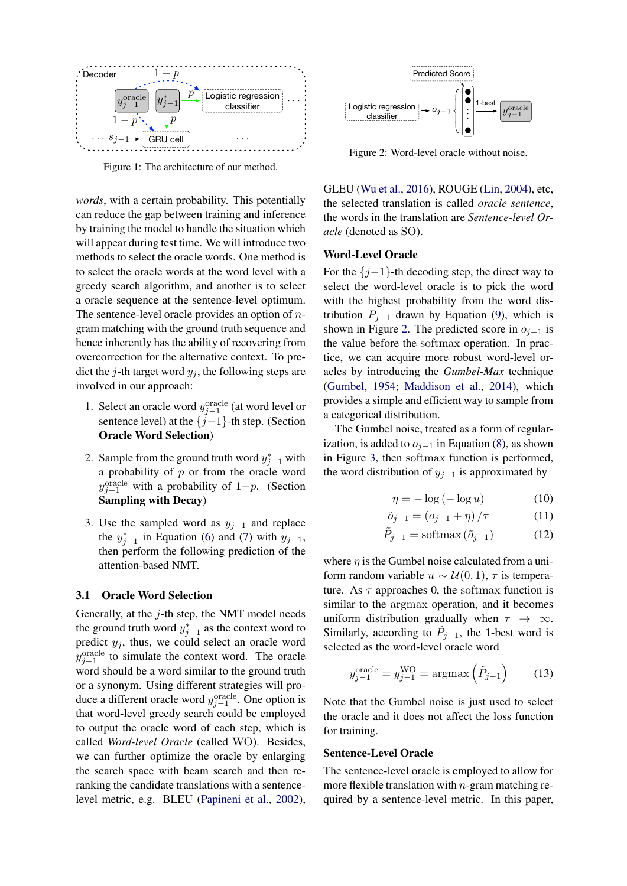Figure 1: The architecture of our method.

Figure 2: Word-level oracle without noise.

*words*, with a certain probability. This potentially can reduce the gap between training and inference by training the model to handle the situation which will appear during test time. We will introduce two methods to select the oracle words. One method is to select the oracle words at the word level with a greedy search algorithm, and another is to select a oracle sequence at the sentence-level optimum. The sentence-level oracle provides an option of $n$-gram matching with the ground truth sequence and hence inherently has the ability of recovering from overcorrection for the alternative context. To predict the $j$-th target word $y_j$, the following steps are involved in our approach:

1. Select an oracle word $y_{j-1}^{\text{oracle}}$ (at word level or sentence level) at the $\{j-1\}$-th step. (Section **Oracle Word Selection**)
2. Sample from the ground truth word $y_{j-1}^{*}$ with a probability of $p$ or from the oracle word $y_{j-1}^{\text{oracle}}$ with a probability of $1-p$. (Section **Sampling with Decay**)
3. Use the sampled word as $y_{j-1}$ and replace the $y_{j-1}^{*}$ in Equation (6) and (7) with $y_{j-1}$, then perform the following prediction of the attention-based NMT.

## 3.1 Oracle Word Selection

Generally, at the $j$-th step, the NMT model needs the ground truth word $y_{j-1}^{*}$ as the context word to predict $y_j$, thus, we could select an oracle word $y_{j-1}^{\text{oracle}}$ to simulate the context word. The oracle word should be a word similar to the ground truth or a synonym. Using different strategies will produce a different oracle word $y_{j-1}^{\text{oracle}}$. One option is that word-level greedy search could be employed to output the oracle word of each step, which is called *Word-level Oracle* (called WO). Besides, we can further optimize the oracle by enlarging the search space with beam search and then reranking the candidate translations with a sentence-level metric, e.g. BLEU (Papineni et al., 2002), GLEU (Wu et al., 2016), ROUGE (Lin, 2004), etc, the selected translation is called *oracle sentence*, the words in the translation are *Sentence-level Oracle* (denoted as SO).

### Word-Level Oracle

For the $\{j-1\}$-th decoding step, the direct way to select the word-level oracle is to pick the word with the highest probability from the word distribution $P_{j-1}$ drawn by Equation (9), which is shown in Figure 2. The predicted score in $o_{j-1}$ is the value before the $\mathrm{softmax}$ operation. In practice, we can acquire more robust word-level oracles by introducing the *Gumbel-Max* technique (Gumbel, 1954; Maddison et al., 2014), which provides a simple and efficient way to sample from a categorical distribution.

The Gumbel noise, treated as a form of regularization, is added to $o_{j-1}$ in Equation (8), as shown in Figure 3, then $\mathrm{softmax}$ function is performed, the word distribution of $y_{j-1}$ is approximated by

$$\eta = -\log\left(-\log u\right) \tag{10}$$

$$\tilde{o}_{j-1} = \left(o_{j-1} + \eta\right)/\tau \tag{11}$$

$$\tilde{P}_{j-1} = \mathrm{softmax}\left(\tilde{o}_{j-1}\right) \tag{12}$$

where $\eta$ is the Gumbel noise calculated from a uniform random variable $u \sim \mathcal{U}(0,1)$, $\tau$ is temperature. As $\tau$ approaches 0, the $\mathrm{softmax}$ function is similar to the $\mathrm{argmax}$ operation, and it becomes uniform distribution gradually when $\tau \rightarrow \infty$. Similarly, according to $\tilde{P}_{j-1}$, the 1-best word is selected as the word-level oracle word

$$y_{j-1}^{\text{oracle}} = y_{j-1}^{\text{WO}} = \mathrm{argmax}\left(\tilde{P}_{j-1}\right) \tag{13}$$

Note that the Gumbel noise is just used to select the oracle and it does not affect the loss function for training.

### Sentence-Level Oracle

The sentence-level oracle is employed to allow for more flexible translation with $n$-gram matching required by a sentence-level metric. In this paper,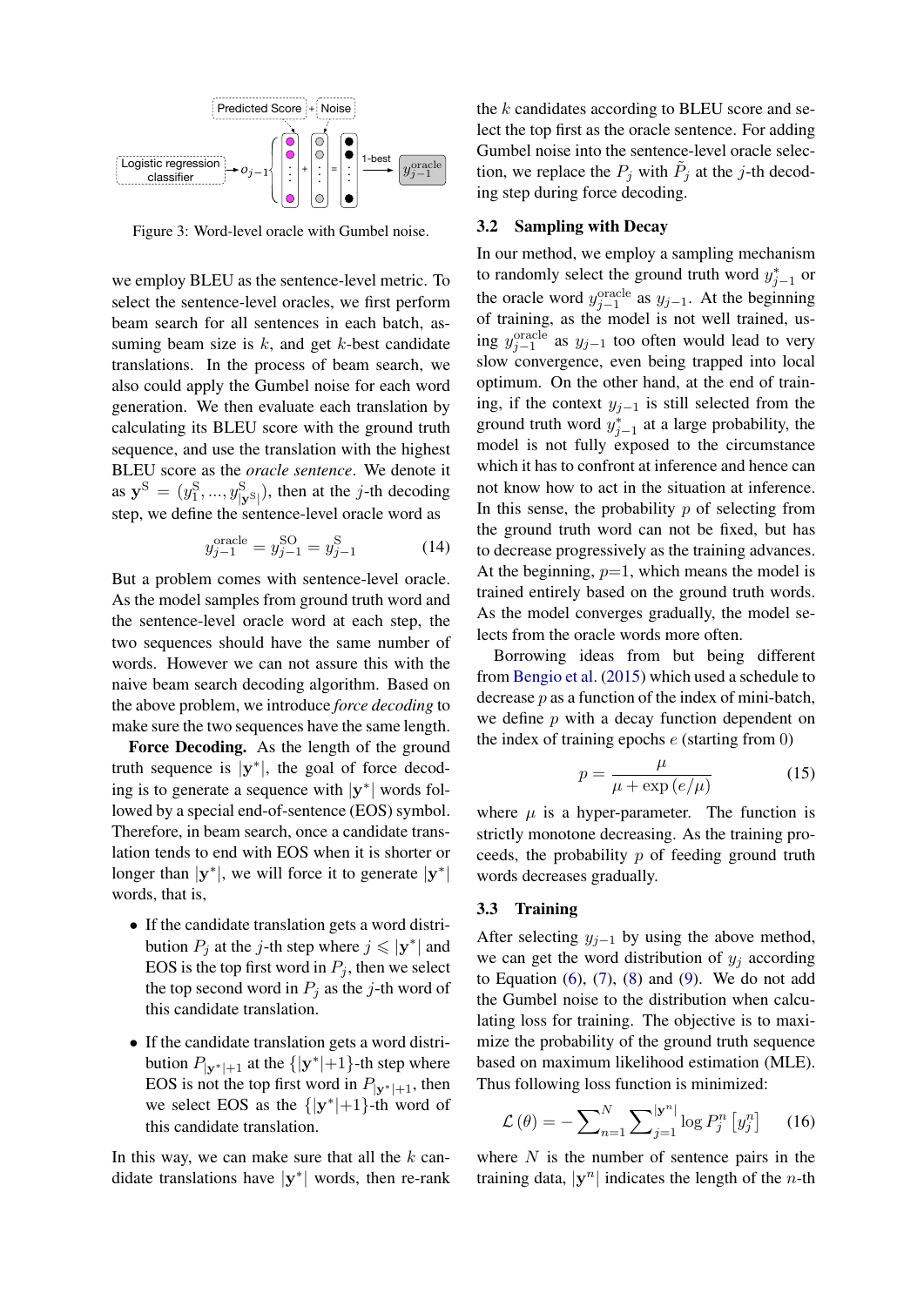Figure 3: Word-level oracle with Gumbel noise.

we employ BLEU as the sentence-level metric. To select the sentence-level oracles, we first perform beam search for all sentences in each batch, assuming beam size is $k$, and get $k$-best candidate translations. In the process of beam search, we also could apply the Gumbel noise for each word generation. We then evaluate each translation by calculating its BLEU score with the ground truth sequence, and use the translation with the highest BLEU score as the *oracle sentence*. We denote it as $\mathbf{y}^{\mathrm{S}} = (y_1^{\mathrm{S}}, ..., y_{|\mathbf{y}^{\mathrm{S}}|}^{\mathrm{S}})$, then at the $j$-th decoding step, we define the sentence-level oracle word as

$$y_{j-1}^{\mathrm{oracle}} = y_{j-1}^{\mathrm{SO}} = y_{j-1}^{\mathrm{S}} \tag{14}$$

But a problem comes with sentence-level oracle. As the model samples from ground truth word and the sentence-level oracle word at each step, the two sequences should have the same number of words. However we can not assure this with the naive beam search decoding algorithm. Based on the above problem, we introduce *force decoding* to make sure the two sequences have the same length.

**Force Decoding.** As the length of the ground truth sequence is $|\mathbf{y}^*|$, the goal of force decoding is to generate a sequence with $|\mathbf{y}^*|$ words followed by a special end-of-sentence (EOS) symbol. Therefore, in beam search, once a candidate translation tends to end with EOS when it is shorter or longer than $|\mathbf{y}^*|$, we will force it to generate $|\mathbf{y}^*|$ words, that is,

- If the candidate translation gets a word distribution $P_j$ at the $j$-th step where $j \leqslant |\mathbf{y}^*|$ and EOS is the top first word in $P_j$, then we select the top second word in $P_j$ as the $j$-th word of this candidate translation.
- If the candidate translation gets a word distribution $P_{|\mathbf{y}^*|+1}$ at the $\{|\mathbf{y}^*|+1\}$-th step where EOS is not the top first word in $P_{|\mathbf{y}^*|+1}$, then we select EOS as the $\{|\mathbf{y}^*|+1\}$-th word of this candidate translation.

In this way, we can make sure that all the $k$ candidate translations have $|\mathbf{y}^*|$ words, then re-rank the $k$ candidates according to BLEU score and select the top first as the oracle sentence. For adding Gumbel noise into the sentence-level oracle selection, we replace the $P_j$ with $\tilde{P}_j$ at the $j$-th decoding step during force decoding.

### 3.2 Sampling with Decay

In our method, we employ a sampling mechanism to randomly select the ground truth word $y_{j-1}^*$ or the oracle word $y_{j-1}^{\mathrm{oracle}}$ as $y_{j-1}$. At the beginning of training, as the model is not well trained, using $y_{j-1}^{\mathrm{oracle}}$ as $y_{j-1}$ too often would lead to very slow convergence, even being trapped into local optimum. On the other hand, at the end of training, if the context $y_{j-1}$ is still selected from the ground truth word $y_{j-1}^*$ at a large probability, the model is not fully exposed to the circumstance which it has to confront at inference and hence can not know how to act in the situation at inference. In this sense, the probability $p$ of selecting from the ground truth word can not be fixed, but has to decrease progressively as the training advances. At the beginning, $p$=1, which means the model is trained entirely based on the ground truth words. As the model converges gradually, the model selects from the oracle words more often.

Borrowing ideas from but being different from Bengio et al. (2015) which used a schedule to decrease $p$ as a function of the index of mini-batch, we define $p$ with a decay function dependent on the index of training epochs $e$ (starting from 0)

$$p = \frac{\mu}{\mu + \exp\left(e/\mu\right)} \tag{15}$$

where $\mu$ is a hyper-parameter. The function is strictly monotone decreasing. As the training proceeds, the probability $p$ of feeding ground truth words decreases gradually.

### 3.3 Training

After selecting $y_{j-1}$ by using the above method, we can get the word distribution of $y_j$ according to Equation (6), (7), (8) and (9). We do not add the Gumbel noise to the distribution when calculating loss for training. The objective is to maximize the probability of the ground truth sequence based on maximum likelihood estimation (MLE). Thus following loss function is minimized:

$$\mathcal{L}\left(\theta\right) = -\sum\nolimits_{n=1}^{N} \sum\nolimits_{j=1}^{|\mathbf{y}^n|} \log P_j^n \left[y_j^n\right] \tag{16}$$

where $N$ is the number of sentence pairs in the training data, $|\mathbf{y}^n|$ indicates the length of the $n$-th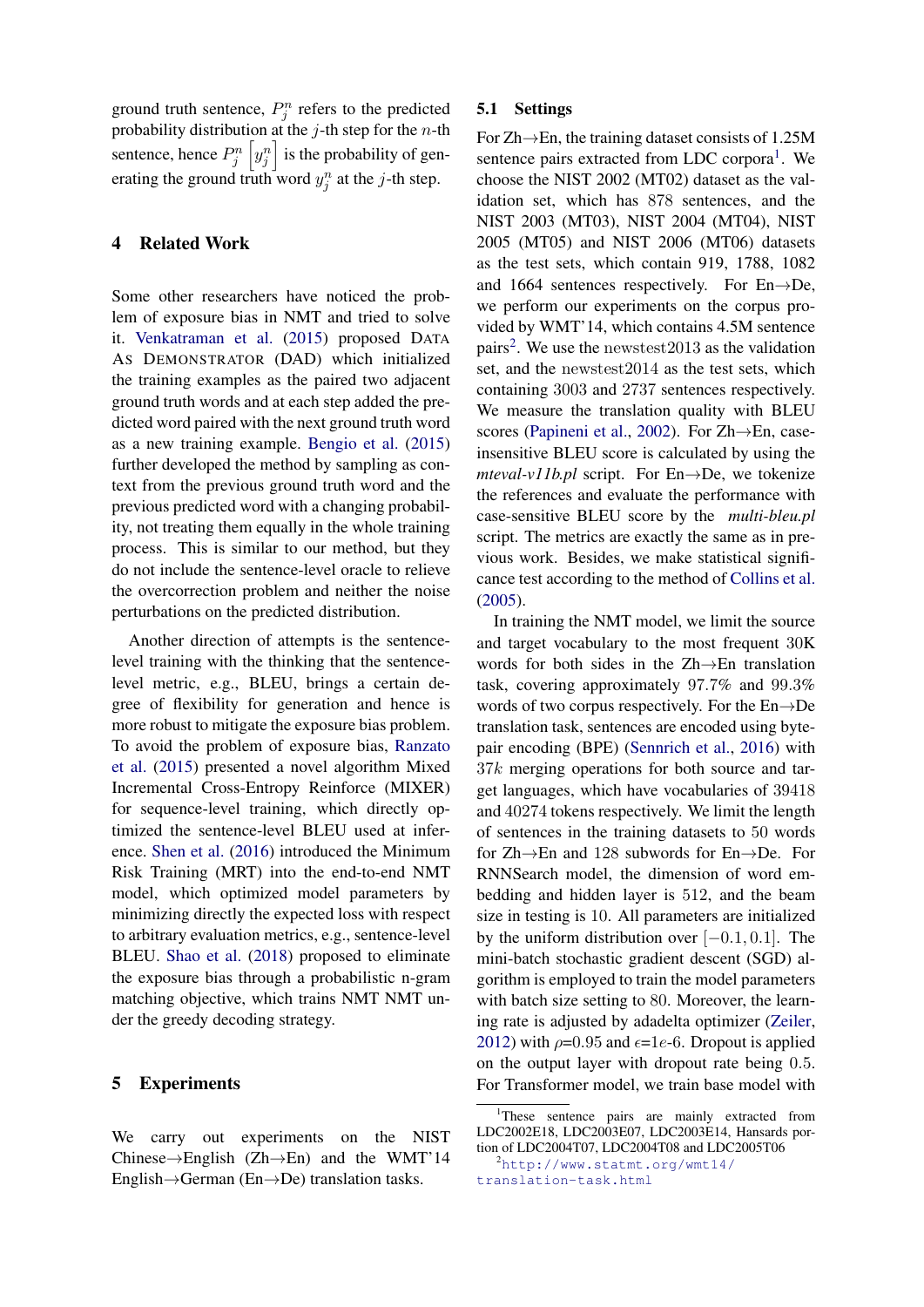ground truth sentence, $P_j^n$ refers to the predicted probability distribution at the $j$-th step for the $n$-th sentence, hence $P_j^n\left[y_j^n\right]$ is the probability of generating the ground truth word $y_j^n$ at the $j$-th step.

## 4 Related Work

Some other researchers have noticed the problem of exposure bias in NMT and tried to solve it. Venkatraman et al. (2015) proposed DATA AS DEMONSTRATOR (DAD) which initialized the training examples as the paired two adjacent ground truth words and at each step added the predicted word paired with the next ground truth word as a new training example. Bengio et al. (2015) further developed the method by sampling as context from the previous ground truth word and the previous predicted word with a changing probability, not treating them equally in the whole training process. This is similar to our method, but they do not include the sentence-level oracle to relieve the overcorrection problem and neither the noise perturbations on the predicted distribution.

Another direction of attempts is the sentence-level training with the thinking that the sentence-level metric, e.g., BLEU, brings a certain degree of flexibility for generation and hence is more robust to mitigate the exposure bias problem. To avoid the problem of exposure bias, Ranzato et al. (2015) presented a novel algorithm Mixed Incremental Cross-Entropy Reinforce (MIXER) for sequence-level training, which directly optimized the sentence-level BLEU used at inference. Shen et al. (2016) introduced the Minimum Risk Training (MRT) into the end-to-end NMT model, which optimized model parameters by minimizing directly the expected loss with respect to arbitrary evaluation metrics, e.g., sentence-level BLEU. Shao et al. (2018) proposed to eliminate the exposure bias through a probabilistic n-gram matching objective, which trains NMT NMT under the greedy decoding strategy.

## 5 Experiments

We carry out experiments on the NIST Chinese→English (Zh→En) and the WMT'14 English→German (En→De) translation tasks.

### 5.1 Settings

For Zh→En, the training dataset consists of 1.25M sentence pairs extracted from LDC corpora[1]. We choose the NIST 2002 (MT02) dataset as the validation set, which has 878 sentences, and the NIST 2003 (MT03), NIST 2004 (MT04), NIST 2005 (MT05) and NIST 2006 (MT06) datasets as the test sets, which contain 919, 1788, 1082 and 1664 sentences respectively. For En→De, we perform our experiments on the corpus provided by WMT'14, which contains 4.5M sentence pairs[2]. We use the newstest2013 as the validation set, and the newstest2014 as the test sets, which containing 3003 and 2737 sentences respectively. We measure the translation quality with BLEU scores (Papineni et al., 2002). For Zh→En, case-insensitive BLEU score is calculated by using the *mteval-v11b.pl* script. For En→De, we tokenize the references and evaluate the performance with case-sensitive BLEU score by the *multi-bleu.pl* script. The metrics are exactly the same as in previous work. Besides, we make statistical significance test according to the method of Collins et al. (2005).

In training the NMT model, we limit the source and target vocabulary to the most frequent 30K words for both sides in the Zh→En translation task, covering approximately 97.7% and 99.3% words of two corpus respectively. For the En→De translation task, sentences are encoded using byte-pair encoding (BPE) (Sennrich et al., 2016) with $37k$ merging operations for both source and target languages, which have vocabularies of 39418 and 40274 tokens respectively. We limit the length of sentences in the training datasets to 50 words for Zh→En and 128 subwords for En→De. For RNNSearch model, the dimension of word embedding and hidden layer is 512, and the beam size in testing is 10. All parameters are initialized by the uniform distribution over $[-0.1, 0.1]$. The mini-batch stochastic gradient descent (SGD) algorithm is employed to train the model parameters with batch size setting to 80. Moreover, the learning rate is adjusted by adadelta optimizer (Zeiler, 2012) with $\rho$=0.95 and $\epsilon$=1$e$-6. Dropout is applied on the output layer with dropout rate being 0.5. For Transformer model, we train base model with

[1]These sentence pairs are mainly extracted from LDC2002E18, LDC2003E07, LDC2003E14, Hansards portion of LDC2004T07, LDC2004T08 and LDC2005T06

[2]http://www.statmt.org/wmt14/translation-task.html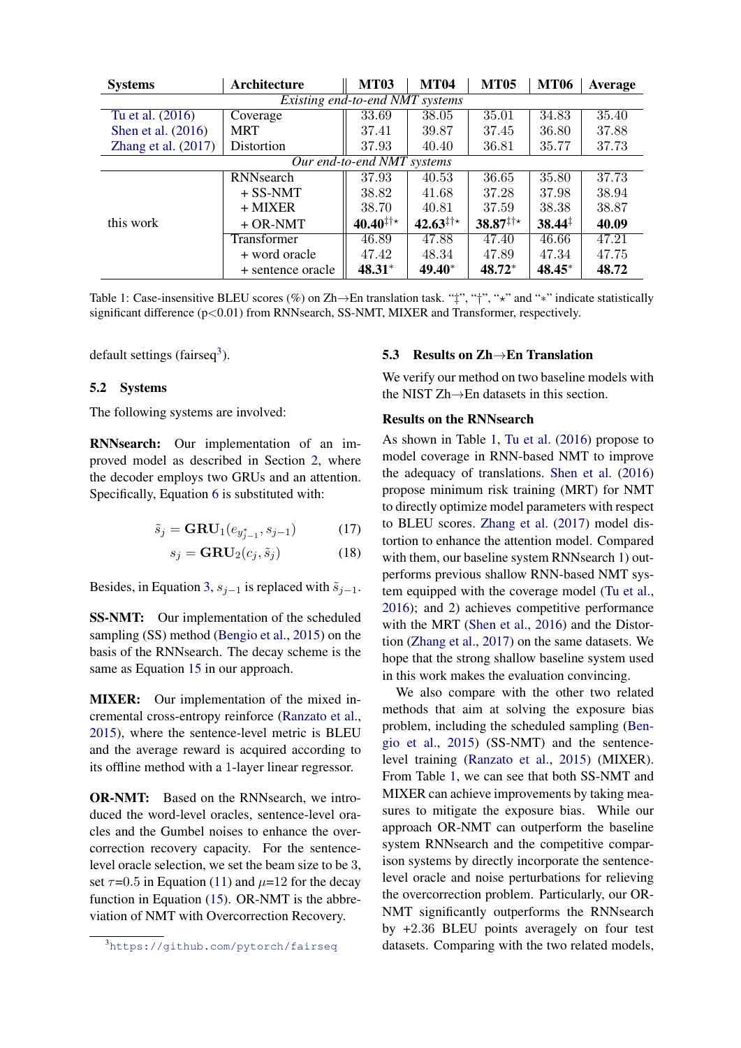| Systems | Architecture | MT03 | MT04 | MT05 | MT06 | Average |
|---|---|---|---|---|---|---|
| *Existing end-to-end NMT systems* | | | | | | |
| Tu et al. (2016) | Coverage | 33.69 | 38.05 | 35.01 | 34.83 | 35.40 |
| Shen et al. (2016) | MRT | 37.41 | 39.87 | 37.45 | 36.80 | 37.88 |
| Zhang et al. (2017) | Distortion | 37.93 | 40.40 | 36.81 | 35.77 | 37.73 |
| *Our end-to-end NMT systems* | | | | | | |
| this work | RNNsearch | 37.93 | 40.53 | 36.65 | 35.80 | 37.73 |
| | + SS-NMT | 38.82 | 41.68 | 37.28 | 37.98 | 38.94 |
| | + MIXER | 38.70 | 40.81 | 37.59 | 38.38 | 38.87 |
| | + OR-NMT | **40.40**‡†⋆ | **42.63**‡†⋆ | **38.87**‡†⋆ | **38.44**‡ | **40.09** |
| | Transformer | 46.89 | 47.88 | 47.40 | 46.66 | 47.21 |
| | + word oracle | 47.42 | 48.34 | 47.89 | 47.34 | 47.75 |
| | + sentence oracle | **48.31**∗ | **49.40**∗ | **48.72**∗ | **48.45**∗ | **48.72** |

Table 1: Case-insensitive BLEU scores (%) on Zh→En translation task. "‡", "†", "⋆" and "∗" indicate statistically significant difference ($p<0.01$) from RNNsearch, SS-NMT, MIXER and Transformer, respectively.

default settings (fairseq[3]).

### 5.2 Systems

The following systems are involved:

**RNNsearch:** Our implementation of an improved model as described in Section 2, where the decoder employs two GRUs and an attention. Specifically, Equation 6 is substituted with:

$$\tilde{s}_j = \mathbf{GRU}_1(e_{y^*_{j-1}}, s_{j-1}) \tag{17}$$

$$s_j = \mathbf{GRU}_2(c_j, \tilde{s}_j) \tag{18}$$

Besides, in Equation 3, $s_{j-1}$ is replaced with $\tilde{s}_{j-1}$.

**SS-NMT:** Our implementation of the scheduled sampling (SS) method (Bengio et al., 2015) on the basis of the RNNsearch. The decay scheme is the same as Equation 15 in our approach.

**MIXER:** Our implementation of the mixed incremental cross-entropy reinforce (Ranzato et al., 2015), where the sentence-level metric is BLEU and the average reward is acquired according to its offline method with a 1-layer linear regressor.

**OR-NMT:** Based on the RNNsearch, we introduced the word-level oracles, sentence-level oracles and the Gumbel noises to enhance the overcorrection recovery capacity. For the sentence-level oracle selection, we set the beam size to be 3, set $\tau$=0.5 in Equation (11) and $\mu$=12 for the decay function in Equation (15). OR-NMT is the abbreviation of NMT with Overcorrection Recovery.

[3] https://github.com/pytorch/fairseq

### 5.3 Results on Zh→En Translation

We verify our method on two baseline models with the NIST Zh→En datasets in this section.

#### Results on the RNNsearch

As shown in Table 1, Tu et al. (2016) propose to model coverage in RNN-based NMT to improve the adequacy of translations. Shen et al. (2016) propose minimum risk training (MRT) for NMT to directly optimize model parameters with respect to BLEU scores. Zhang et al. (2017) model distortion to enhance the attention model. Compared with them, our baseline system RNNsearch 1) outperforms previous shallow RNN-based NMT system equipped with the coverage model (Tu et al., 2016); and 2) achieves competitive performance with the MRT (Shen et al., 2016) and the Distortion (Zhang et al., 2017) on the same datasets. We hope that the strong shallow baseline system used in this work makes the evaluation convincing.

We also compare with the other two related methods that aim at solving the exposure bias problem, including the scheduled sampling (Bengio et al., 2015) (SS-NMT) and the sentence-level training (Ranzato et al., 2015) (MIXER). From Table 1, we can see that both SS-NMT and MIXER can achieve improvements by taking measures to mitigate the exposure bias. While our approach OR-NMT can outperform the baseline system RNNsearch and the competitive comparison systems by directly incorporate the sentence-level oracle and noise perturbations for relieving the overcorrection problem. Particularly, our OR-NMT significantly outperforms the RNNsearch by +2.36 BLEU points averagely on four test datasets. Comparing with the two related models,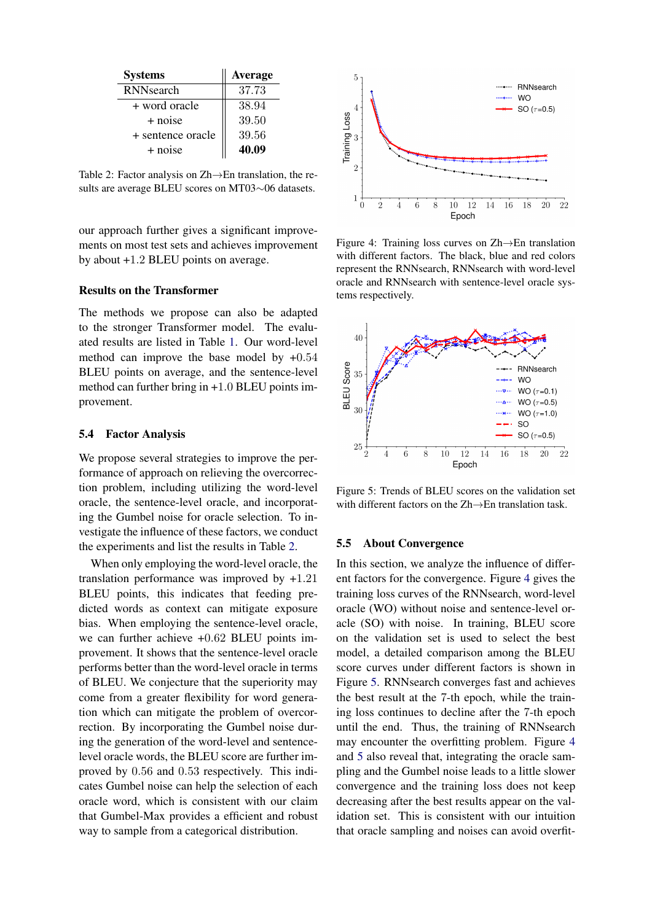| Systems | Average |
|---|---|
| RNNsearch | 37.73 |
| + word oracle | 38.94 |
| + noise | 39.50 |
| + sentence oracle | 39.56 |
| + noise | **40.09** |

Table 2: Factor analysis on Zh→En translation, the results are average BLEU scores on MT03∼06 datasets.

our approach further gives a significant improvements on most test sets and achieves improvement by about +1.2 BLEU points on average.

**Results on the Transformer**

The methods we propose can also be adapted to the stronger Transformer model. The evaluated results are listed in Table 1. Our word-level method can improve the base model by +0.54 BLEU points on average, and the sentence-level method can further bring in +1.0 BLEU points improvement.

### 5.4 Factor Analysis

We propose several strategies to improve the performance of approach on relieving the overcorrection problem, including utilizing the word-level oracle, the sentence-level oracle, and incorporating the Gumbel noise for oracle selection. To investigate the influence of these factors, we conduct the experiments and list the results in Table 2.

When only employing the word-level oracle, the translation performance was improved by +1.21 BLEU points, this indicates that feeding predicted words as context can mitigate exposure bias. When employing the sentence-level oracle, we can further achieve +0.62 BLEU points improvement. It shows that the sentence-level oracle performs better than the word-level oracle in terms of BLEU. We conjecture that the superiority may come from a greater flexibility for word generation which can mitigate the problem of overcorrection. By incorporating the Gumbel noise during the generation of the word-level and sentence-level oracle words, the BLEU score are further improved by 0.56 and 0.53 respectively. This indicates Gumbel noise can help the selection of each oracle word, which is consistent with our claim that Gumbel-Max provides a efficient and robust way to sample from a categorical distribution.

Figure 4: Training loss curves on Zh→En translation with different factors. The black, blue and red colors represent the RNNsearch, RNNsearch with word-level oracle and RNNsearch with sentence-level oracle systems respectively.

Figure 5: Trends of BLEU scores on the validation set with different factors on the Zh→En translation task.

### 5.5 About Convergence

In this section, we analyze the influence of different factors for the convergence. Figure 4 gives the training loss curves of the RNNsearch, word-level oracle (WO) without noise and sentence-level oracle (SO) with noise. In training, BLEU score on the validation set is used to select the best model, a detailed comparison among the BLEU score curves under different factors is shown in Figure 5. RNNsearch converges fast and achieves the best result at the 7-th epoch, while the training loss continues to decline after the 7-th epoch until the end. Thus, the training of RNNsearch may encounter the overfitting problem. Figure 4 and 5 also reveal that, integrating the oracle sampling and the Gumbel noise leads to a little slower convergence and the training loss does not keep decreasing after the best results appear on the validation set. This is consistent with our intuition that oracle sampling and noises can avoid overfit-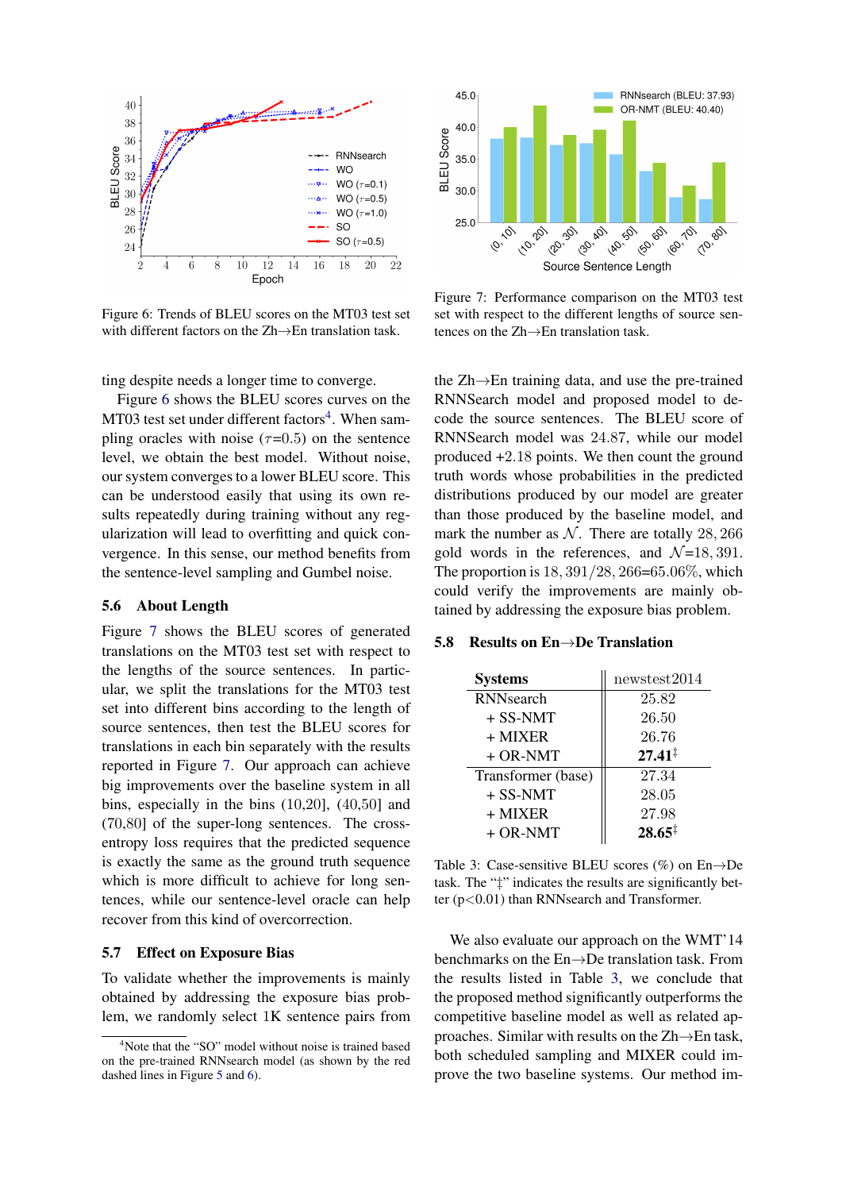Figure 6: Trends of BLEU scores on the MT03 test set with different factors on the Zh→En translation task.

Figure 7: Performance comparison on the MT03 test set with respect to the different lengths of source sentences on the Zh→En translation task.

ting despite needs a longer time to converge.

Figure 6 shows the BLEU scores curves on the MT03 test set under different factors[4]. When sampling oracles with noise ($\tau$=0.5) on the sentence level, we obtain the best model. Without noise, our system converges to a lower BLEU score. This can be understood easily that using its own results repeatedly during training without any regularization will lead to overfitting and quick convergence. In this sense, our method benefits from the sentence-level sampling and Gumbel noise.

## 5.6 About Length

Figure 7 shows the BLEU scores of generated translations on the MT03 test set with respect to the lengths of the source sentences. In particular, we split the translations for the MT03 test set into different bins according to the length of source sentences, then test the BLEU scores for translations in each bin separately with the results reported in Figure 7. Our approach can achieve big improvements over the baseline system in all bins, especially in the bins (10,20], (40,50] and (70,80] of the super-long sentences. The cross-entropy loss requires that the predicted sequence is exactly the same as the ground truth sequence which is more difficult to achieve for long sentences, while our sentence-level oracle can help recover from this kind of overcorrection.

## 5.7 Effect on Exposure Bias

To validate whether the improvements is mainly obtained by addressing the exposure bias problem, we randomly select 1K sentence pairs from the Zh→En training data, and use the pre-trained RNNSearch model and proposed model to decode the source sentences. The BLEU score of RNNSearch model was 24.87, while our model produced +2.18 points. We then count the ground truth words whose probabilities in the predicted distributions produced by our model are greater than those produced by the baseline model, and mark the number as $\mathcal{N}$. There are totally 28,266 gold words in the references, and $\mathcal{N}$=18,391. The proportion is 18,391/28,266=65.06%, which could verify the improvements are mainly obtained by addressing the exposure bias problem.

[4]Note that the "SO" model without noise is trained based on the pre-trained RNNsearch model (as shown by the red dashed lines in Figure 5 and 6).

## 5.8 Results on En→De Translation

| Systems | newstest2014 |
|---|---|
| RNNsearch | 25.82 |
| + SS-NMT | 26.50 |
| + MIXER | 26.76 |
| + OR-NMT | **27.41**‡ |
| Transformer (base) | 27.34 |
| + SS-NMT | 28.05 |
| + MIXER | 27.98 |
| + OR-NMT | **28.65**‡ |

Table 3: Case-sensitive BLEU scores (%) on En→De task. The "‡" indicates the results are significantly better (p<0.01) than RNNsearch and Transformer.

We also evaluate our approach on the WMT'14 benchmarks on the En→De translation task. From the results listed in Table 3, we conclude that the proposed method significantly outperforms the competitive baseline model as well as related approaches. Similar with results on the Zh→En task, both scheduled sampling and MIXER could improve the two baseline systems. Our method im-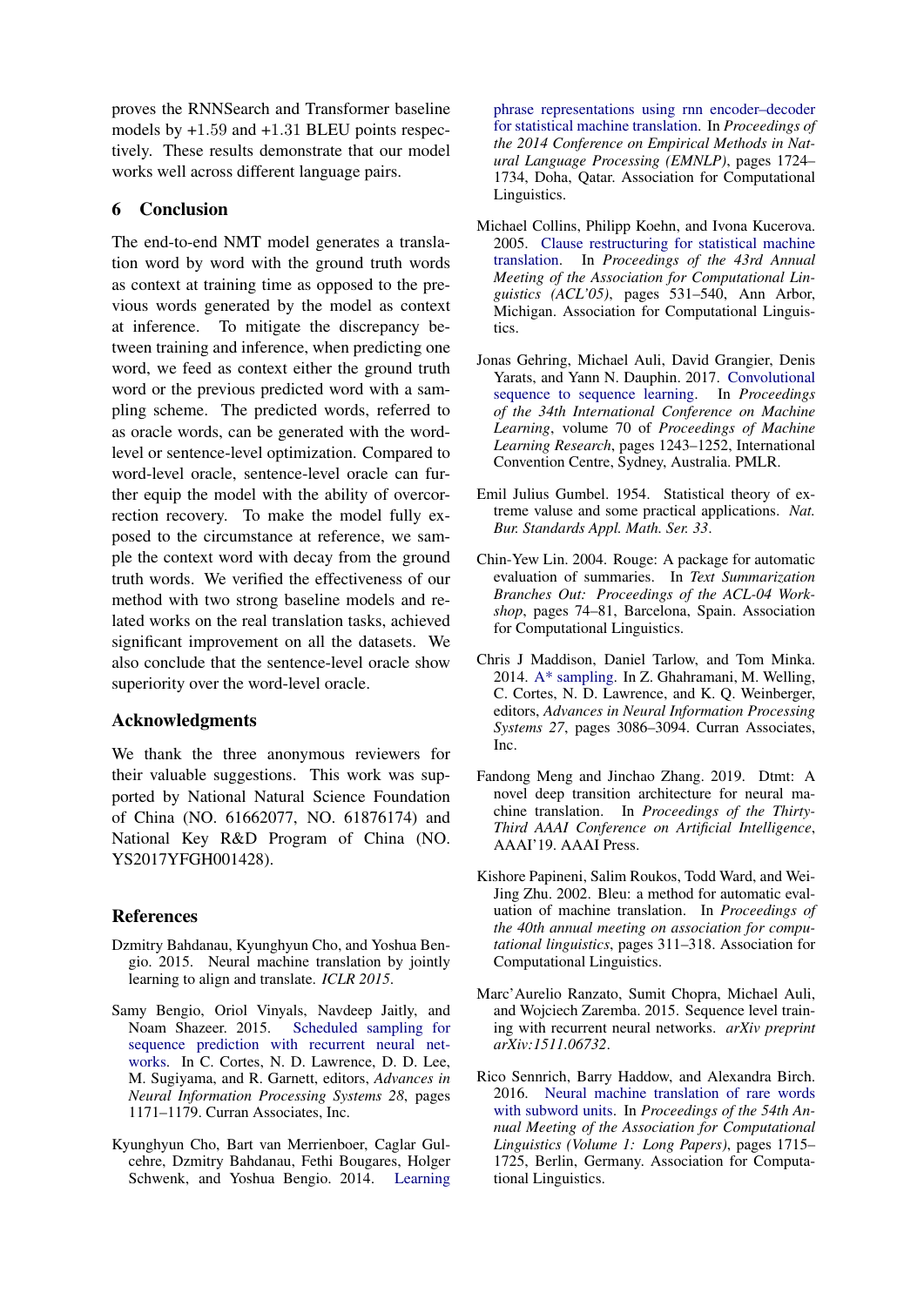proves the RNNSearch and Transformer baseline models by +1.59 and +1.31 BLEU points respectively. These results demonstrate that our model works well across different language pairs.

## 6 Conclusion

The end-to-end NMT model generates a translation word by word with the ground truth words as context at training time as opposed to the previous words generated by the model as context at inference. To mitigate the discrepancy between training and inference, when predicting one word, we feed as context either the ground truth word or the previous predicted word with a sampling scheme. The predicted words, referred to as oracle words, can be generated with the word-level or sentence-level optimization. Compared to word-level oracle, sentence-level oracle can further equip the model with the ability of overcorrection recovery. To make the model fully exposed to the circumstance at reference, we sample the context word with decay from the ground truth words. We verified the effectiveness of our method with two strong baseline models and related works on the real translation tasks, achieved significant improvement on all the datasets. We also conclude that the sentence-level oracle show superiority over the word-level oracle.

## Acknowledgments

We thank the three anonymous reviewers for their valuable suggestions. This work was supported by National Natural Science Foundation of China (NO. 61662077, NO. 61876174) and National Key R&D Program of China (NO. YS2017YFGH001428).

## References

Dzmitry Bahdanau, Kyunghyun Cho, and Yoshua Bengio. 2015. Neural machine translation by jointly learning to align and translate. *ICLR 2015*.

Samy Bengio, Oriol Vinyals, Navdeep Jaitly, and Noam Shazeer. 2015. Scheduled sampling for sequence prediction with recurrent neural networks. In C. Cortes, N. D. Lawrence, D. D. Lee, M. Sugiyama, and R. Garnett, editors, *Advances in Neural Information Processing Systems 28*, pages 1171–1179. Curran Associates, Inc.

Kyunghyun Cho, Bart van Merrienboer, Caglar Gulcehre, Dzmitry Bahdanau, Fethi Bougares, Holger Schwenk, and Yoshua Bengio. 2014. Learning phrase representations using rnn encoder–decoder for statistical machine translation. In *Proceedings of the 2014 Conference on Empirical Methods in Natural Language Processing (EMNLP)*, pages 1724–1734, Doha, Qatar. Association for Computational Linguistics.

Michael Collins, Philipp Koehn, and Ivona Kucerova. 2005. Clause restructuring for statistical machine translation. In *Proceedings of the 43rd Annual Meeting of the Association for Computational Linguistics (ACL'05)*, pages 531–540, Ann Arbor, Michigan. Association for Computational Linguistics.

Jonas Gehring, Michael Auli, David Grangier, Denis Yarats, and Yann N. Dauphin. 2017. Convolutional sequence to sequence learning. In *Proceedings of the 34th International Conference on Machine Learning*, volume 70 of *Proceedings of Machine Learning Research*, pages 1243–1252, International Convention Centre, Sydney, Australia. PMLR.

Emil Julius Gumbel. 1954. Statistical theory of extreme valuse and some practical applications. *Nat. Bur. Standards Appl. Math. Ser. 33*.

Chin-Yew Lin. 2004. Rouge: A package for automatic evaluation of summaries. In *Text Summarization Branches Out: Proceedings of the ACL-04 Workshop*, pages 74–81, Barcelona, Spain. Association for Computational Linguistics.

Chris J Maddison, Daniel Tarlow, and Tom Minka. 2014. A* sampling. In Z. Ghahramani, M. Welling, C. Cortes, N. D. Lawrence, and K. Q. Weinberger, editors, *Advances in Neural Information Processing Systems 27*, pages 3086–3094. Curran Associates, Inc.

Fandong Meng and Jinchao Zhang. 2019. Dtmt: A novel deep transition architecture for neural machine translation. In *Proceedings of the Thirty-Third AAAI Conference on Artificial Intelligence*, AAAI'19. AAAI Press.

Kishore Papineni, Salim Roukos, Todd Ward, and Wei-Jing Zhu. 2002. Bleu: a method for automatic evaluation of machine translation. In *Proceedings of the 40th annual meeting on association for computational linguistics*, pages 311–318. Association for Computational Linguistics.

Marc'Aurelio Ranzato, Sumit Chopra, Michael Auli, and Wojciech Zaremba. 2015. Sequence level training with recurrent neural networks. *arXiv preprint arXiv:1511.06732*.

Rico Sennrich, Barry Haddow, and Alexandra Birch. 2016. Neural machine translation of rare words with subword units. In *Proceedings of the 54th Annual Meeting of the Association for Computational Linguistics (Volume 1: Long Papers)*, pages 1715–1725, Berlin, Germany. Association for Computational Linguistics.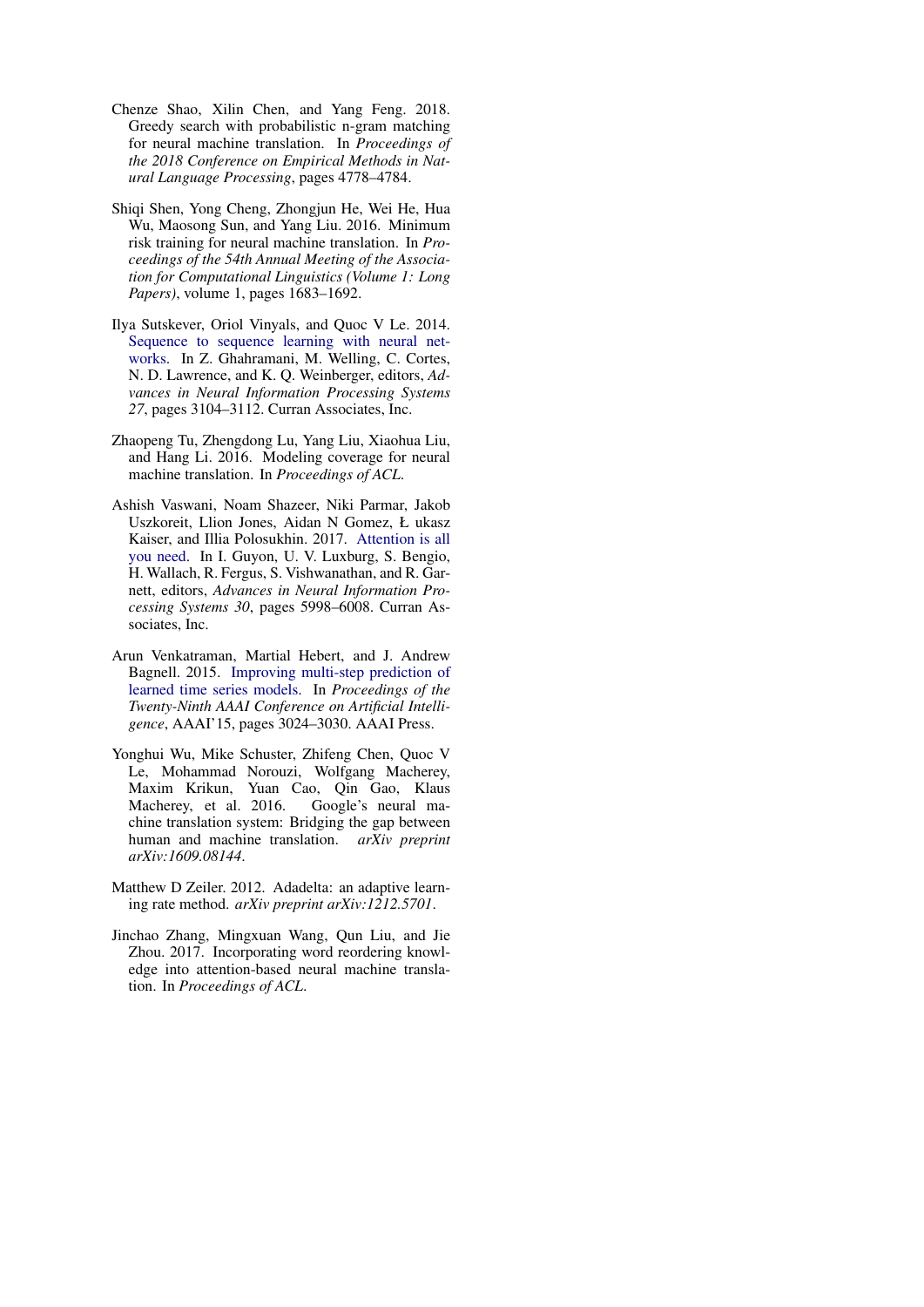Chenze Shao, Xilin Chen, and Yang Feng. 2018. Greedy search with probabilistic n-gram matching for neural machine translation. In *Proceedings of the 2018 Conference on Empirical Methods in Natural Language Processing*, pages 4778–4784.

Shiqi Shen, Yong Cheng, Zhongjun He, Wei He, Hua Wu, Maosong Sun, and Yang Liu. 2016. Minimum risk training for neural machine translation. In *Proceedings of the 54th Annual Meeting of the Association for Computational Linguistics (Volume 1: Long Papers)*, volume 1, pages 1683–1692.

Ilya Sutskever, Oriol Vinyals, and Quoc V Le. 2014. Sequence to sequence learning with neural networks. In Z. Ghahramani, M. Welling, C. Cortes, N. D. Lawrence, and K. Q. Weinberger, editors, *Advances in Neural Information Processing Systems 27*, pages 3104–3112. Curran Associates, Inc.

Zhaopeng Tu, Zhengdong Lu, Yang Liu, Xiaohua Liu, and Hang Li. 2016. Modeling coverage for neural machine translation. In *Proceedings of ACL*.

Ashish Vaswani, Noam Shazeer, Niki Parmar, Jakob Uszkoreit, Llion Jones, Aidan N Gomez, Ł ukasz Kaiser, and Illia Polosukhin. 2017. Attention is all you need. In I. Guyon, U. V. Luxburg, S. Bengio, H. Wallach, R. Fergus, S. Vishwanathan, and R. Garnett, editors, *Advances in Neural Information Processing Systems 30*, pages 5998–6008. Curran Associates, Inc.

Arun Venkatraman, Martial Hebert, and J. Andrew Bagnell. 2015. Improving multi-step prediction of learned time series models. In *Proceedings of the Twenty-Ninth AAAI Conference on Artificial Intelligence*, AAAI'15, pages 3024–3030. AAAI Press.

Yonghui Wu, Mike Schuster, Zhifeng Chen, Quoc V Le, Mohammad Norouzi, Wolfgang Macherey, Maxim Krikun, Yuan Cao, Qin Gao, Klaus Macherey, et al. 2016. Google's neural machine translation system: Bridging the gap between human and machine translation. *arXiv preprint arXiv:1609.08144*.

Matthew D Zeiler. 2012. Adadelta: an adaptive learning rate method. *arXiv preprint arXiv:1212.5701*.

Jinchao Zhang, Mingxuan Wang, Qun Liu, and Jie Zhou. 2017. Incorporating word reordering knowledge into attention-based neural machine translation. In *Proceedings of ACL*.